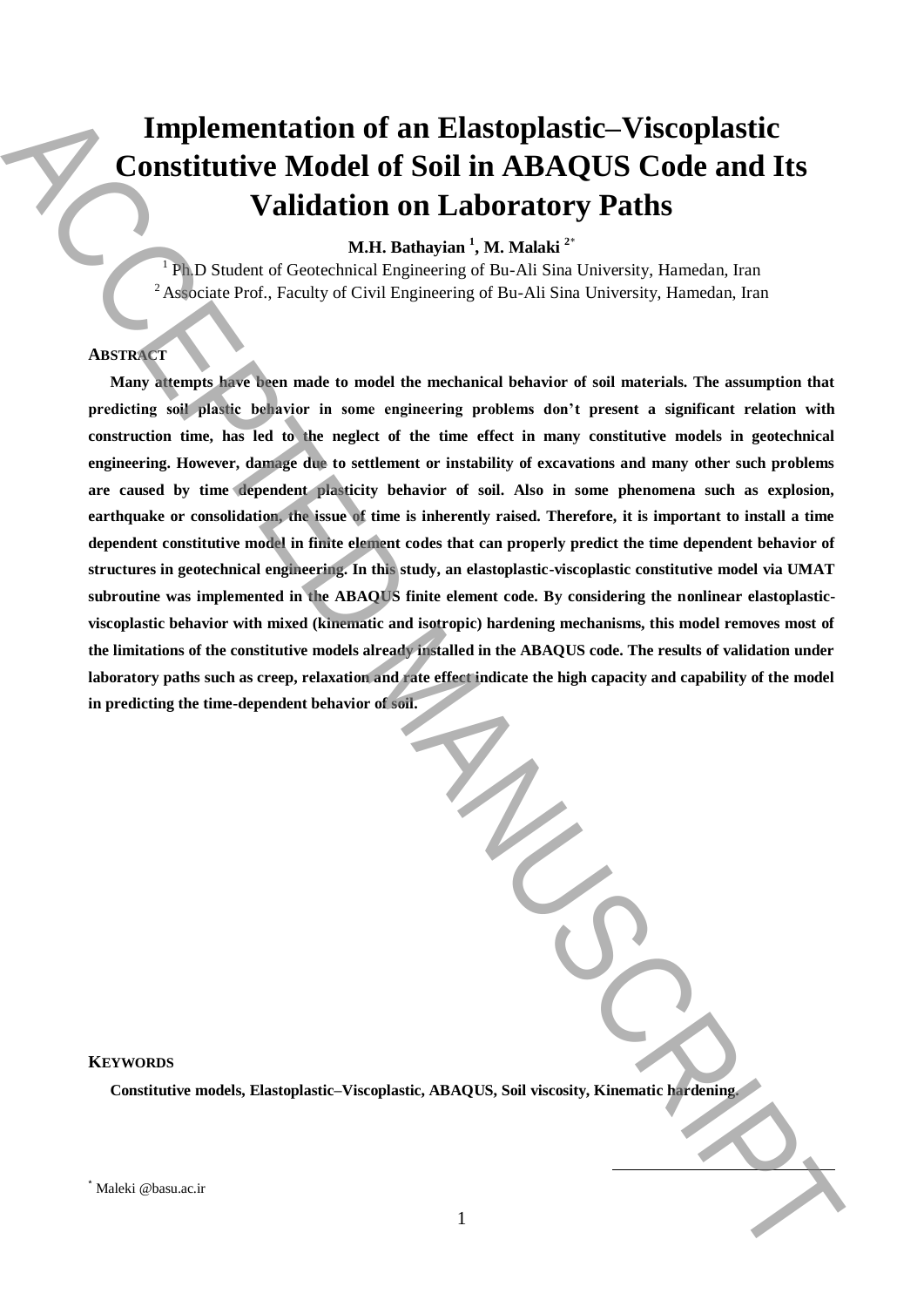# Implementation of an Elastoplastic–Viscoplastic Constitutive Model of Soil in ABAQUS Code and Its Validation on Laboratory Paths

**M.H. Bathayian [1], M. Malaki [2*]**

[1] Ph.D Student of Geotechnical Engineering of Bu-Ali Sina University, Hamedan, Iran
[2] Associate Prof., Faculty of Civil Engineering of Bu-Ali Sina University, Hamedan, Iran

## ABSTRACT

**Many attempts have been made to model the mechanical behavior of soil materials. The assumption that predicting soil plastic behavior in some engineering problems don't present a significant relation with construction time, has led to the neglect of the time effect in many constitutive models in geotechnical engineering. However, damage due to settlement or instability of excavations and many other such problems are caused by time dependent plasticity behavior of soil. Also in some phenomena such as explosion, earthquake or consolidation, the issue of time is inherently raised. Therefore, it is important to install a time dependent constitutive model in finite element codes that can properly predict the time dependent behavior of structures in geotechnical engineering. In this study, an elastoplastic-viscoplastic constitutive model via UMAT subroutine was implemented in the ABAQUS finite element code. By considering the nonlinear elastoplastic-viscoplastic behavior with mixed (kinematic and isotropic) hardening mechanisms, this model removes most of the limitations of the constitutive models already installed in the ABAQUS code. The results of validation under laboratory paths such as creep, relaxation and rate effect indicate the high capacity and capability of the model in predicting the time-dependent behavior of soil.**

## KEYWORDS

**Constitutive models, Elastoplastic–Viscoplastic, ABAQUS, Soil viscosity, Kinematic hardening.**

[*] Maleki @basu.ac.ir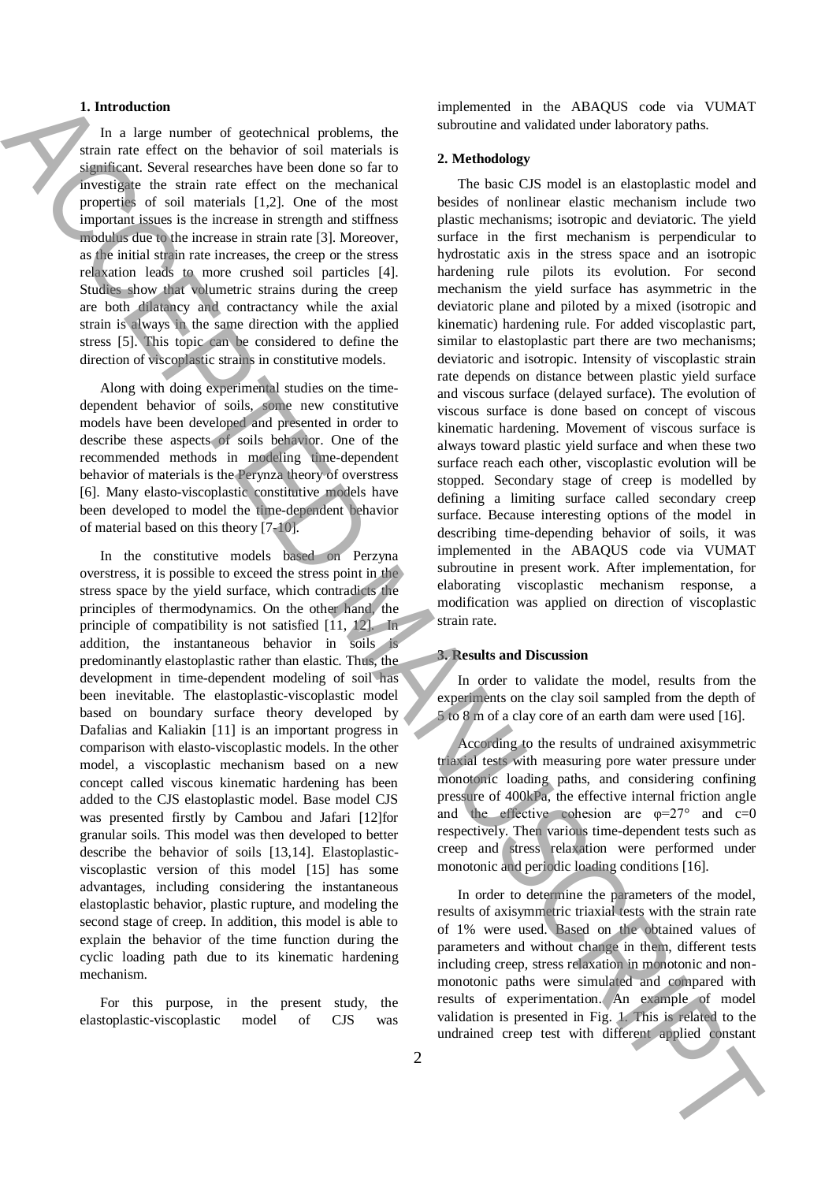## 1. Introduction

In a large number of geotechnical problems, the strain rate effect on the behavior of soil materials is significant. Several researches have been done so far to investigate the strain rate effect on the mechanical properties of soil materials [1,2]. One of the most important issues is the increase in strength and stiffness modulus due to the increase in strain rate [3]. Moreover, as the initial strain rate increases, the creep or the stress relaxation leads to more crushed soil particles [4]. Studies show that volumetric strains during the creep are both dilatancy and contractancy while the axial strain is always in the same direction with the applied stress [5]. This topic can be considered to define the direction of viscoplastic strains in constitutive models.

Along with doing experimental studies on the time-dependent behavior of soils, some new constitutive models have been developed and presented in order to describe these aspects of soils behavior. One of the recommended methods in modeling time-dependent behavior of materials is the Perynza theory of overstress [6]. Many elasto-viscoplastic constitutive models have been developed to model the time-dependent behavior of material based on this theory [7-10].

In the constitutive models based on Perzyna overstress, it is possible to exceed the stress point in the stress space by the yield surface, which contradicts the principles of thermodynamics. On the other hand, the principle of compatibility is not satisfied [11, 12]. In addition, the instantaneous behavior in soils is predominantly elastoplastic rather than elastic. Thus, the development in time-dependent modeling of soil has been inevitable. The elastoplastic-viscoplastic model based on boundary surface theory developed by Dafalias and Kaliakin [11] is an important progress in comparison with elasto-viscoplastic models. In the other model, a viscoplastic mechanism based on a new concept called viscous kinematic hardening has been added to the CJS elastoplastic model. Base model CJS was presented firstly by Cambou and Jafari [12]for granular soils. This model was then developed to better describe the behavior of soils [13,14]. Elastoplastic-viscoplastic version of this model [15] has some advantages, including considering the instantaneous elastoplastic behavior, plastic rupture, and modeling the second stage of creep. In addition, this model is able to explain the behavior of the time function during the cyclic loading path due to its kinematic hardening mechanism.

For this purpose, in the present study, the elastoplastic-viscoplastic model of CJS was implemented in the ABAQUS code via VUMAT subroutine and validated under laboratory paths.

## 2. Methodology

The basic CJS model is an elastoplastic model and besides of nonlinear elastic mechanism include two plastic mechanisms; isotropic and deviatoric. The yield surface in the first mechanism is perpendicular to hydrostatic axis in the stress space and an isotropic hardening rule pilots its evolution. For second mechanism the yield surface has asymmetric in the deviatoric plane and piloted by a mixed (isotropic and kinematic) hardening rule. For added viscoplastic part, similar to elastoplastic part there are two mechanisms; deviatoric and isotropic. Intensity of viscoplastic strain rate depends on distance between plastic yield surface and viscous surface (delayed surface). The evolution of viscous surface is done based on concept of viscous kinematic hardening. Movement of viscous surface is always toward plastic yield surface and when these two surface reach each other, viscoplastic evolution will be stopped. Secondary stage of creep is modelled by defining a limiting surface called secondary creep surface. Because interesting options of the model in describing time-depending behavior of soils, it was implemented in the ABAQUS code via VUMAT subroutine in present work. After implementation, for elaborating viscoplastic mechanism response, a modification was applied on direction of viscoplastic strain rate.

## 3. Results and Discussion

In order to validate the model, results from the experiments on the clay soil sampled from the depth of 5 to 8 m of a clay core of an earth dam were used [16].

According to the results of undrained axisymmetric triaxial tests with measuring pore water pressure under monotonic loading paths, and considering confining pressure of 400kPa, the effective internal friction angle and the effective cohesion are $\varphi=27°$ and $c=0$ respectively. Then various time-dependent tests such as creep and stress relaxation were performed under monotonic and periodic loading conditions [16].

In order to determine the parameters of the model, results of axisymmetric triaxial tests with the strain rate of 1% were used. Based on the obtained values of parameters and without change in them, different tests including creep, stress relaxation in monotonic and non-monotonic paths were simulated and compared with results of experimentation. An example of model validation is presented in Fig. 1. This is related to the undrained creep test with different applied constant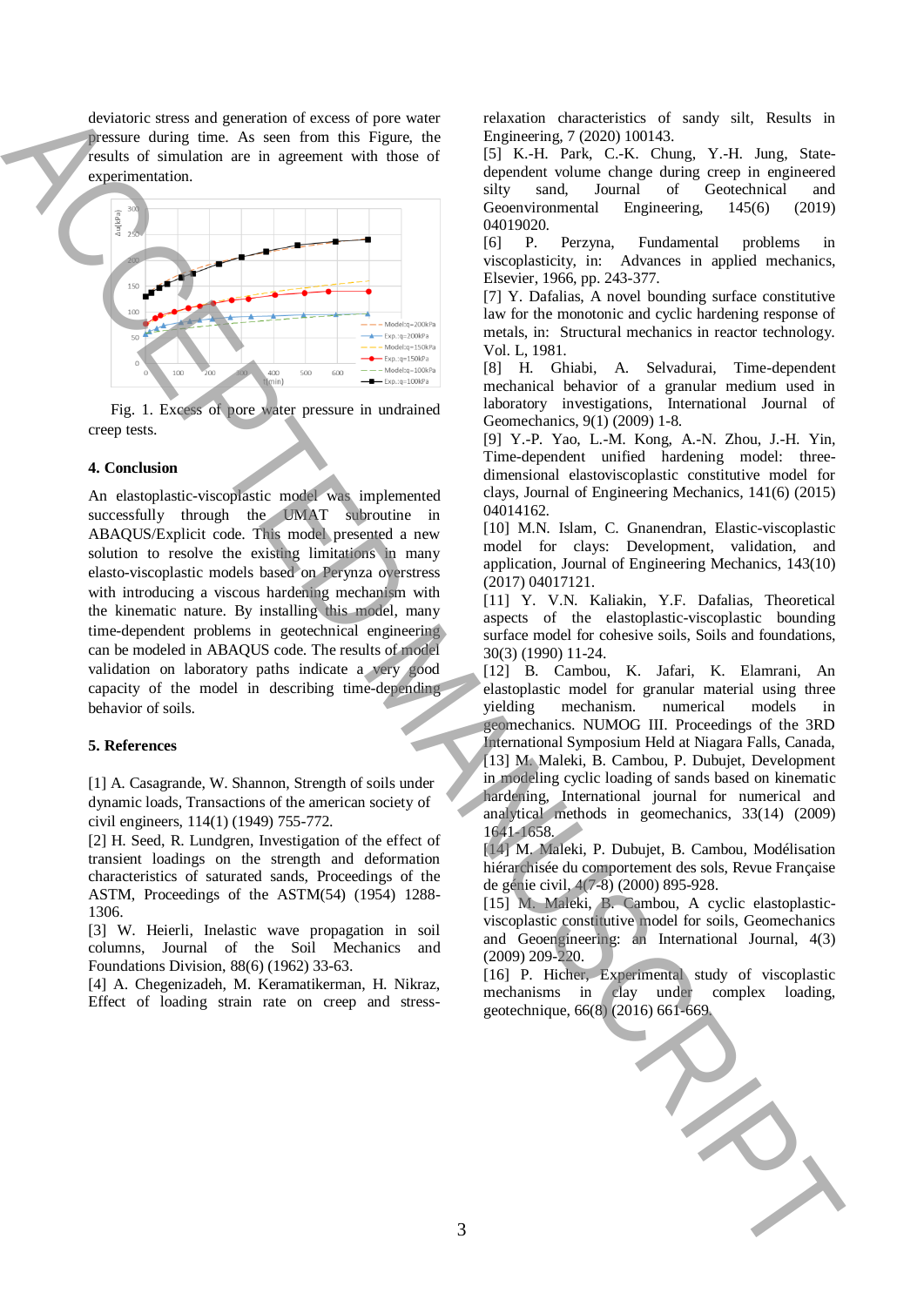deviatoric stress and generation of excess of pore water pressure during time. As seen from this Figure, the results of simulation are in agreement with those of experimentation.

Δu(kPa)
300
250
200
150
100
50
0
0 100 200 300 400 500 600
t(min)
Model:q=200kPa
Exp.:q=200kPa
Model:q=150kPa
Exp.:q=150kPa
Model:q=100kPa
Exp.:q=100kPa

Fig. 1. Excess of pore water pressure in undrained creep tests.

## 4. Conclusion

An elastoplastic-viscoplastic model was implemented successfully through the UMAT subroutine in ABAQUS/Explicit code. This model presented a new solution to resolve the existing limitations in many elasto-viscoplastic models based on Perynza overstress with introducing a viscous hardening mechanism with the kinematic nature. By installing this model, many time-dependent problems in geotechnical engineering can be modeled in ABAQUS code. The results of model validation on laboratory paths indicate a very good capacity of the model in describing time-depending behavior of soils.

## 5. References

[1] A. Casagrande, W. Shannon, Strength of soils under dynamic loads, Transactions of the american society of civil engineers, 114(1) (1949) 755-772.

[2] H. Seed, R. Lundgren, Investigation of the effect of transient loadings on the strength and deformation characteristics of saturated sands, Proceedings of the ASTM, Proceedings of the ASTM(54) (1954) 1288-1306.

[3] W. Heierli, Inelastic wave propagation in soil columns, Journal of the Soil Mechanics and Foundations Division, 88(6) (1962) 33-63.

[4] A. Chegenizadeh, M. Keramatikerman, H. Nikraz, Effect of loading strain rate on creep and stress-relaxation characteristics of sandy silt, Results in Engineering, 7 (2020) 100143.

[5] K.-H. Park, C.-K. Chung, Y.-H. Jung, State-dependent volume change during creep in engineered silty sand, Journal of Geotechnical and Geoenvironmental Engineering, 145(6) (2019) 04019020.

[6] P. Perzyna, Fundamental problems in viscoplasticity, in: Advances in applied mechanics, Elsevier, 1966, pp. 243-377.

[7] Y. Dafalias, A novel bounding surface constitutive law for the monotonic and cyclic hardening response of metals, in: Structural mechanics in reactor technology. Vol. L, 1981.

[8] H. Ghiabi, A. Selvadurai, Time-dependent mechanical behavior of a granular medium used in laboratory investigations, International Journal of Geomechanics, 9(1) (2009) 1-8.

[9] Y.-P. Yao, L.-M. Kong, A.-N. Zhou, J.-H. Yin, Time-dependent unified hardening model: three-dimensional elastoviscoplastic constitutive model for clays, Journal of Engineering Mechanics, 141(6) (2015) 04014162.

[10] M.N. Islam, C. Gnanendran, Elastic-viscoplastic model for clays: Development, validation, and application, Journal of Engineering Mechanics, 143(10) (2017) 04017121.

[11] Y. V.N. Kaliakin, Y.F. Dafalias, Theoretical aspects of the elastoplastic-viscoplastic bounding surface model for cohesive soils, Soils and foundations, 30(3) (1990) 11-24.

[12] B. Cambou, K. Jafari, K. Elamrani, An elastoplastic model for granular material using three yielding mechanism. numerical models in geomechanics. NUMOG III. Proceedings of the 3RD International Symposium Held at Niagara Falls, Canada,

[13] M. Maleki, B. Cambou, P. Dubujet, Development in modeling cyclic loading of sands based on kinematic hardening, International journal for numerical and analytical methods in geomechanics, 33(14) (2009) 1641-1658.

[14] M. Maleki, P. Dubujet, B. Cambou, Modélisation hiérarchisée du comportement des sols, Revue Française de génie civil, 4(7-8) (2000) 895-928.

[15] M. Maleki, B. Cambou, A cyclic elastoplastic-viscoplastic constitutive model for soils, Geomechanics and Geoengineering: an International Journal, 4(3) (2009) 209-220.

[16] P. Hicher, Experimental study of viscoplastic mechanisms in clay under complex loading, geotechnique, 66(8) (2016) 661-669.